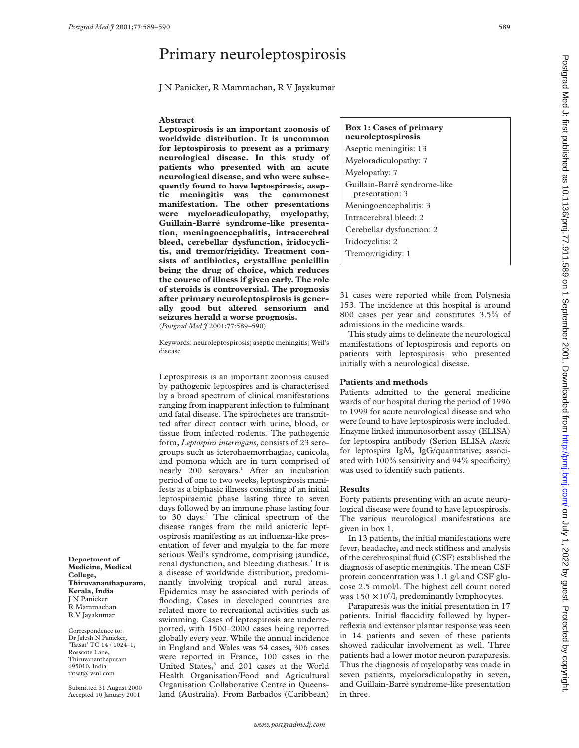# Primary neuroleptospirosis

J N Panicker, R Mammachan, R V Jayakumar

## Abstract

**Leptospirosis is an important zoonosis of worldwide distribution. It is uncommon for leptospirosis to present as a primary neurological disease. In this study of patients who presented with an acute neurological disease, and who were subsequently found to have leptospirosis, aseptic meningitis was the commonest manifestation. The other presentations were myeloradiculopathy, myelopathy, Guillain-Barré syndrome-like presentation, meningoencephalitis, intracerebral bleed, cerebellar dysfunction, iridocyclitis, and tremor/rigidity. Treatment consists of antibiotics, crystalline penicillin being the drug of choice, which reduces the course of illness if given early. The role of steroids is controversial. The prognosis after primary neuroleptospirosis is generally good but altered sensorium and seizures herald a worse prognosis.**
(*Postgrad Med J* 2001;77:589–590)

Keywords: neuroleptospirosis; aseptic meningitis; Weil's disease

Leptospirosis is an important zoonosis caused by pathogenic leptospires and is characterised by a broad spectrum of clinical manifestations ranging from inapparent infection to fulminant and fatal disease. The spirochetes are transmitted after direct contact with urine, blood, or tissue from infected rodents. The pathogenic form, *Leptospira interrogans*, consists of 23 serogroups such as icterohaemorrhagiae, canicola, and pomona which are in turn comprised of nearly 200 serovars.[1] After an incubation period of one to two weeks, leptospirosis manifests as a biphasic illness consisting of an initial leptospiraemic phase lasting three to seven days followed by an immune phase lasting four to 30 days.[2] The clinical spectrum of the disease ranges from the mild anicteric leptospirosis manifesting as an influenza-like presentation of fever and myalgia to the far more serious Weil's syndrome, comprising jaundice, renal dysfunction, and bleeding diathesis.[1] It is a disease of worldwide distribution, predominantly involving tropical and rural areas. Epidemics may be associated with periods of flooding. Cases in developed countries are related more to recreational activities such as swimming. Cases of leptospirosis are underreported, with 1500–2000 cases being reported globally every year. While the annual incidence in England and Wales was 54 cases, 306 cases were reported in France, 100 cases in the United States,[3] and 201 cases at the World Health Organisation/Food and Agricultural Organisation Collaborative Centre in Queensland (Australia). From Barbados (Caribbean) 31 cases were reported while from Polynesia 153. The incidence at this hospital is around 800 cases per year and constitutes 3.5% of admissions in the medicine wards.

This study aims to delineate the neurological manifestations of leptospirosis and reports on patients with leptospirosis who presented initially with a neurological disease.

**Box 1: Cases of primary neuroleptospirosis**

- Aseptic meningitis: 13
- Myeloradiculopathy: 7
- Myelopathy: 7
- Guillain-Barré syndrome-like presentation: 3
- Meningoencephalitis: 3
- Intracerebral bleed: 2
- Cerebellar dysfunction: 2
- Iridocyclitis: 2
- Tremor/rigidity: 1

## Patients and methods

Patients admitted to the general medicine wards of our hospital during the period of 1996 to 1999 for acute neurological disease and who were found to have leptospirosis were included. Enzyme linked immunosorbent assay (ELISA) for leptospira antibody (Serion ELISA *classic* for leptospira IgM, IgG/quantitative; associated with 100% sensitivity and 94% specificity) was used to identify such patients.

## Results

Forty patients presenting with an acute neurological disease were found to have leptospirosis. The various neurological manifestations are given in box 1.

In 13 patients, the initial manifestations were fever, headache, and neck stiffness and analysis of the cerebrospinal fluid (CSF) established the diagnosis of aseptic meningitis. The mean CSF protein concentration was 1.1 g/l and CSF glucose 2.5 mmol/l. The highest cell count noted was $150 \times 10^6$/l, predominantly lymphocytes.

Paraparesis was the initial presentation in 17 patients. Initial flaccidity followed by hyperreflexia and extensor plantar response was seen in 14 patients and seven of these patients showed radicular involvement as well. Three patients had a lower motor neuron paraparesis. Thus the diagnosis of myelopathy was made in seven patients, myeloradiculopathy in seven, and Guillain-Barré syndrome-like presentation in three.

**Department of Medicine, Medical College, Thiruvananthapuram, Kerala, India**
J N Panicker
R Mammachan
R V Jayakumar

Correspondence to: Dr Jalesh N Panicker, 'Tatsat' TC 14 / 1024–1, Rosscote Lane, Thiruvananthapuram 695010, India
tatsat@ vsnl.com

Submitted 31 August 2000
Accepted 10 January 2001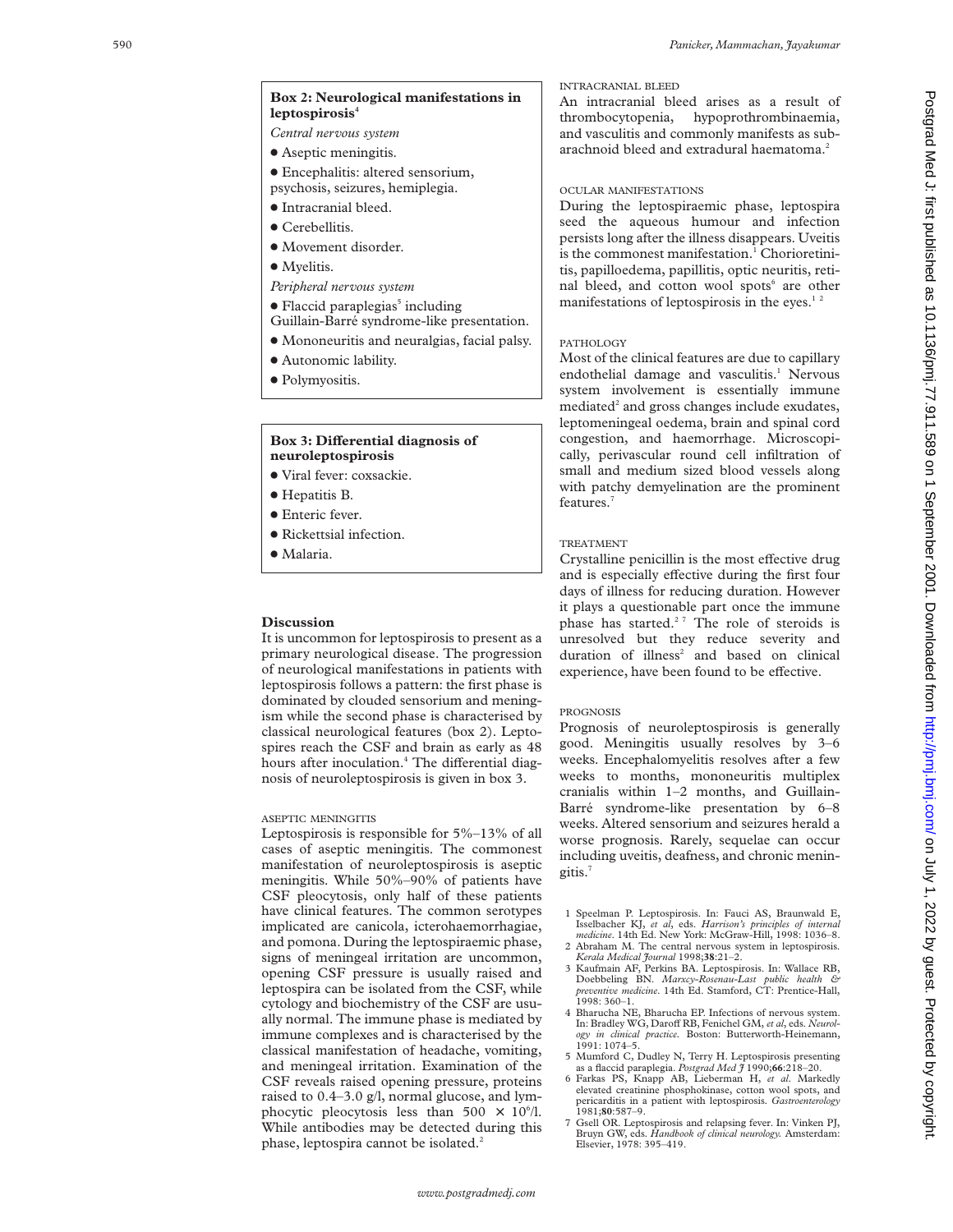**Box 2: Neurological manifestations in leptospirosis**[4]

*Central nervous system*

- Aseptic meningitis.
- Encephalitis: altered sensorium, psychosis, seizures, hemiplegia.
- Intracranial bleed.
- Cerebellitis.
- Movement disorder.
- Myelitis.

*Peripheral nervous system*

- Flaccid paraplegias[5] including Guillain-Barré syndrome-like presentation.
- Mononeuritis and neuralgias, facial palsy.
- Autonomic lability.
- Polymyositis.

**Box 3: Differential diagnosis of neuroleptospirosis**

- Viral fever: coxsackie.
- Hepatitis B.
- Enteric fever.
- Rickettsial infection.
- Malaria.

## Discussion

It is uncommon for leptospirosis to present as a primary neurological disease. The progression of neurological manifestations in patients with leptospirosis follows a pattern: the first phase is dominated by clouded sensorium and meningism while the second phase is characterised by classical neurological features (box 2). Leptospires reach the CSF and brain as early as 48 hours after inoculation.[4] The differential diagnosis of neuroleptospirosis is given in box 3.

### ASEPTIC MENINGITIS

Leptospirosis is responsible for 5%–13% of all cases of aseptic meningitis. The commonest manifestation of neuroleptospirosis is aseptic meningitis. While 50%–90% of patients have CSF pleocytosis, only half of these patients have clinical features. The common serotypes implicated are canicola, icterohaemorrhagiae, and pomona. During the leptospiraemic phase, signs of meningeal irritation are uncommon, opening CSF pressure is usually raised and leptospira can be isolated from the CSF, while cytology and biochemistry of the CSF are usually normal. The immune phase is mediated by immune complexes and is characterised by the classical manifestation of headache, vomiting, and meningeal irritation. Examination of the CSF reveals raised opening pressure, proteins raised to 0.4–3.0 g/l, normal glucose, and lymphocytic pleocytosis less than $500 \times 10^6$/l. While antibodies may be detected during this phase, leptospira cannot be isolated.[2]

### INTRACRANIAL BLEED

An intracranial bleed arises as a result of thrombocytopenia, hypoprothrombinaemia, and vasculitis and commonly manifests as subarachnoid bleed and extradural haematoma.[2]

### OCULAR MANIFESTATIONS

During the leptospiraemic phase, leptospira seed the aqueous humour and infection persists long after the illness disappears. Uveitis is the commonest manifestation.[1] Chorioretinitis, papilloedema, papillitis, optic neuritis, retinal bleed, and cotton wool spots[6] are other manifestations of leptospirosis in the eyes.[1,2]

### PATHOLOGY

Most of the clinical features are due to capillary endothelial damage and vasculitis.[1] Nervous system involvement is essentially immune mediated[2] and gross changes include exudates, leptomeningeal oedema, brain and spinal cord congestion, and haemorrhage. Microscopically, perivascular round cell infiltration of small and medium sized blood vessels along with patchy demyelination are the prominent features.[7]

### TREATMENT

Crystalline penicillin is the most effective drug and is especially effective during the first four days of illness for reducing duration. However it plays a questionable part once the immune phase has started.[2,7] The role of steroids is unresolved but they reduce severity and duration of illness[2] and based on clinical experience, have been found to be effective.

### PROGNOSIS

Prognosis of neuroleptospirosis is generally good. Meningitis usually resolves by 3–6 weeks. Encephalomyelitis resolves after a few weeks to months, mononeuritis multiplex cranialis within 1–2 months, and Guillain-Barré syndrome-like presentation by 6–8 weeks. Altered sensorium and seizures herald a worse prognosis. Rarely, sequelae can occur including uveitis, deafness, and chronic meningitis.[7]

1. Speelman P. Leptospirosis. In: Fauci AS, Braunwald E, Isselbacher KJ, *et al*, eds. *Harrison's principles of internal medicine*. 14th Ed. New York: McGraw-Hill, 1998: 1036–8.
2. Abraham M. The central nervous system in leptospirosis. *Kerala Medical Journal* 1998;**38**:21–2.
3. Kaufmain AF, Perkins BA. Leptospirosis. In: Wallace RB, Doebbeling BN. *Marxcy-Rosenau-Last public health & preventive medicine*. 14th Ed. Stamford, CT: Prentice-Hall, 1998: 360–1.
4. Bharucha NE, Bharucha EP. Infections of nervous system. In: Bradley WG, Daroff RB, Fenichel GM, *et al*, eds. *Neurology in clinical practice*. Boston: Butterworth-Heinemann, 1991: 1074–5.
5. Mumford C, Dudley N, Terry H. Leptospirosis presenting as a flaccid paraplegia. *Postgrad Med J* 1990;**66**:218–20.
6. Farkas PS, Knapp AB, Lieberman H, *et al*. Markedly elevated creatinine phosphokinase, cotton wool spots, and pericarditis in a patient with leptospirosis. *Gastroenterology* 1981;**80**:587–9.
7. Gsell OR. Leptospirosis and relapsing fever. In: Vinken PJ, Bruyn GW, eds. *Handbook of clinical neurology.* Amsterdam: Elsevier, 1978: 395–419.